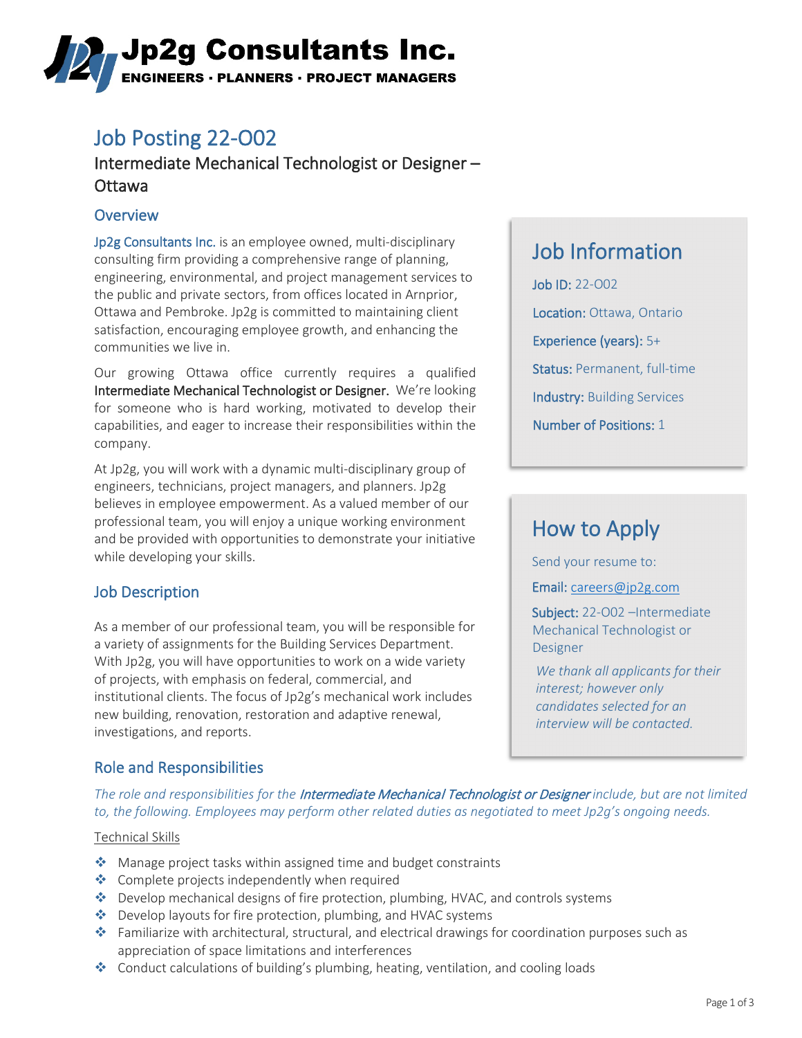# Jp2g Consultants Inc.

**ENGINEERS · PLANNERS · PROJECT MANAGERS**

## Job Posting 22-O02

### Intermediate Mechanical Technologist or Designer – Ottawa

### Overview

Jp2g Consultants Inc. is an employee owned, multi-disciplinary consulting firm providing a comprehensive range of planning, engineering, environmental, and project management services to the public and private sectors, from offices located in Arnprior, Ottawa and Pembroke. Jp2g is committed to maintaining client satisfaction, encouraging employee growth, and enhancing the communities we live in.

Our growing Ottawa office currently requires a qualified **Intermediate Mechanical Technologist or Designer**. We're looking for someone who is hard working, motivated to develop their capabilities, and eager to increase their responsibilities within the company.

At Jp2g, you will work with a dynamic multi-disciplinary group of engineers, technicians, project managers, and planners. Jp2g believes in employee empowerment. As a valued member of our professional team, you will enjoy a unique working environment and be provided with opportunities to demonstrate your initiative while developing your skills.

### Job Information

**Job ID:** 22-O02

**Location:** Ottawa, Ontario

**Experience (years):** 5+

**Status:** Permanent, full-time

**Industry:** Building Services

**Number of Positions:** 1

### How to Apply

Send your resume to:

**Email:** careers@jp2g.com

**Subject:** 22-O02 –Intermediate Mechanical Technologist or Designer

*We thank all applicants for their interest; however only candidates selected for an interview will be contacted.*

### Job Description

As a member of our professional team, you will be responsible for a variety of assignments for the Building Services Department. With Jp2g, you will have opportunities to work on a wide variety of projects, with emphasis on federal, commercial, and institutional clients. The focus of Jp2g's mechanical work includes new building, renovation, restoration and adaptive renewal, investigations, and reports.

### Role and Responsibilities

*The role and responsibilities for the **Intermediate Mechanical Technologist or Designer** include, but are not limited to, the following. Employees may perform other related duties as negotiated to meet Jp2g's ongoing needs.*

Technical Skills

- Manage project tasks within assigned time and budget constraints
- Complete projects independently when required
- Develop mechanical designs of fire protection, plumbing, HVAC, and controls systems
- Develop layouts for fire protection, plumbing, and HVAC systems
- Familiarize with architectural, structural, and electrical drawings for coordination purposes such as appreciation of space limitations and interferences
- Conduct calculations of building's plumbing, heating, ventilation, and cooling loads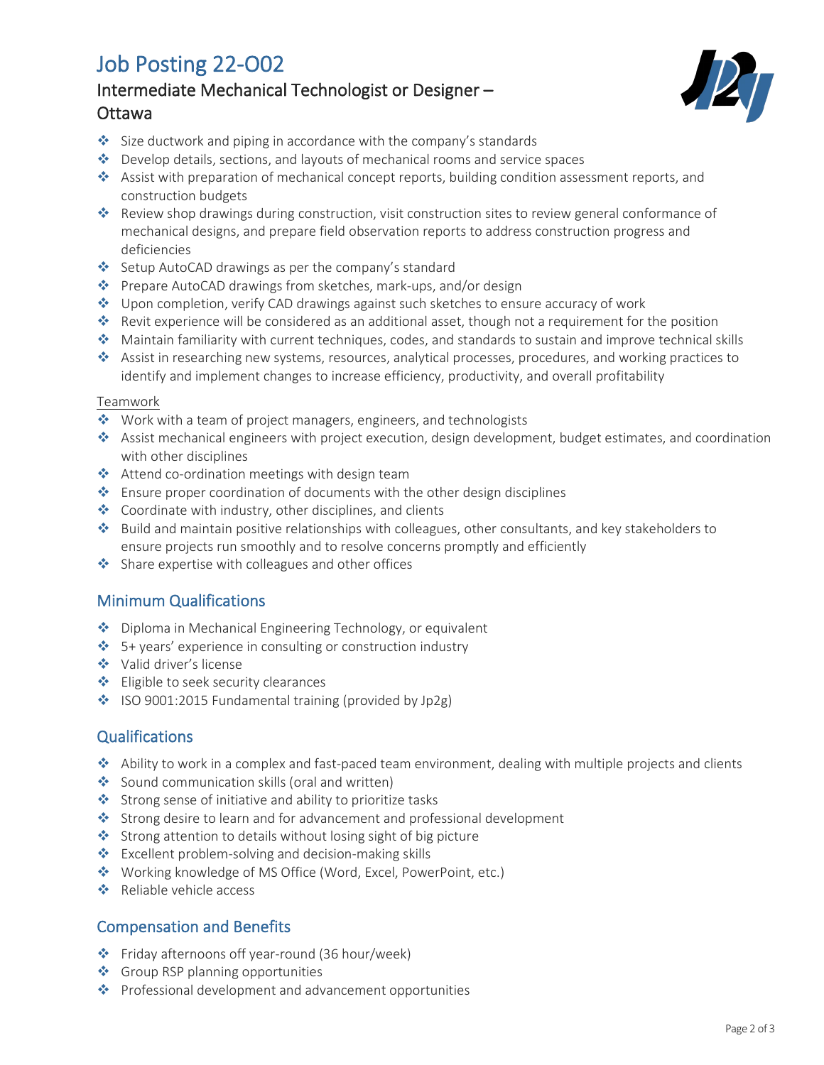# Job Posting 22-O02

## Intermediate Mechanical Technologist or Designer – Ottawa

- Size ductwork and piping in accordance with the company's standards
- Develop details, sections, and layouts of mechanical rooms and service spaces
- Assist with preparation of mechanical concept reports, building condition assessment reports, and construction budgets
- Review shop drawings during construction, visit construction sites to review general conformance of mechanical designs, and prepare field observation reports to address construction progress and deficiencies
- Setup AutoCAD drawings as per the company's standard
- Prepare AutoCAD drawings from sketches, mark-ups, and/or design
- Upon completion, verify CAD drawings against such sketches to ensure accuracy of work
- Revit experience will be considered as an additional asset, though not a requirement for the position
- Maintain familiarity with current techniques, codes, and standards to sustain and improve technical skills
- Assist in researching new systems, resources, analytical processes, procedures, and working practices to identify and implement changes to increase efficiency, productivity, and overall profitability

<u>Teamwork</u>

- Work with a team of project managers, engineers, and technologists
- Assist mechanical engineers with project execution, design development, budget estimates, and coordination with other disciplines
- Attend co-ordination meetings with design team
- Ensure proper coordination of documents with the other design disciplines
- Coordinate with industry, other disciplines, and clients
- Build and maintain positive relationships with colleagues, other consultants, and key stakeholders to ensure projects run smoothly and to resolve concerns promptly and efficiently
- Share expertise with colleagues and other offices

### Minimum Qualifications

- Diploma in Mechanical Engineering Technology, or equivalent
- 5+ years' experience in consulting or construction industry
- Valid driver's license
- Eligible to seek security clearances
- ISO 9001:2015 Fundamental training (provided by Jp2g)

### Qualifications

- Ability to work in a complex and fast-paced team environment, dealing with multiple projects and clients
- Sound communication skills (oral and written)
- Strong sense of initiative and ability to prioritize tasks
- Strong desire to learn and for advancement and professional development
- Strong attention to details without losing sight of big picture
- Excellent problem-solving and decision-making skills
- Working knowledge of MS Office (Word, Excel, PowerPoint, etc.)
- Reliable vehicle access

### Compensation and Benefits

- Friday afternoons off year-round (36 hour/week)
- Group RSP planning opportunities
- Professional development and advancement opportunities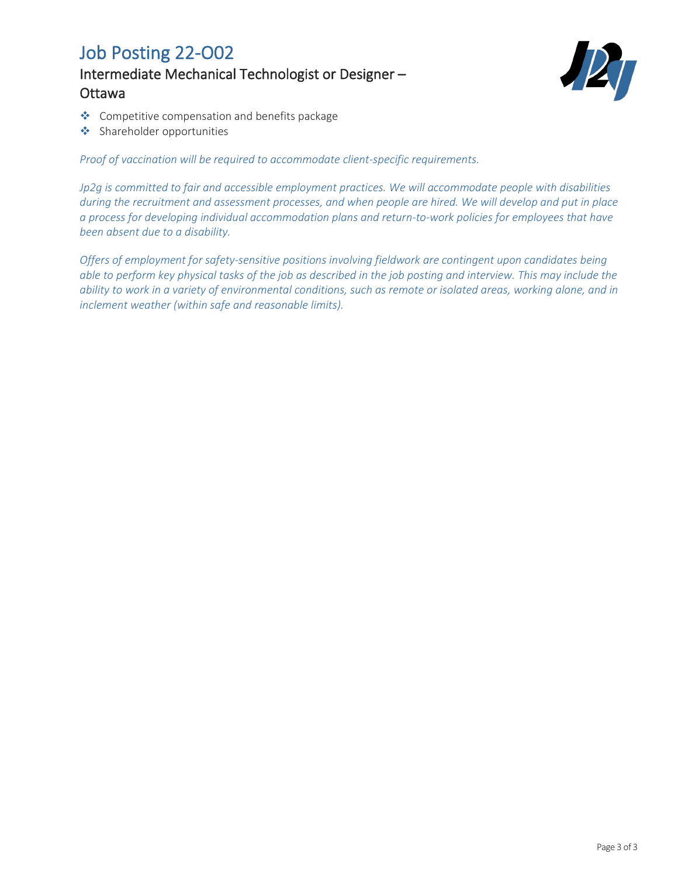- Competitive compensation and benefits package
- Shareholder opportunities

*Proof of vaccination will be required to accommodate client-specific requirements.*

*Jp2g is committed to fair and accessible employment practices. We will accommodate people with disabilities during the recruitment and assessment processes, and when people are hired. We will develop and put in place a process for developing individual accommodation plans and return-to-work policies for employees that have been absent due to a disability.*

*Offers of employment for safety-sensitive positions involving fieldwork are contingent upon candidates being able to perform key physical tasks of the job as described in the job posting and interview. This may include the ability to work in a variety of environmental conditions, such as remote or isolated areas, working alone, and in inclement weather (within safe and reasonable limits).*